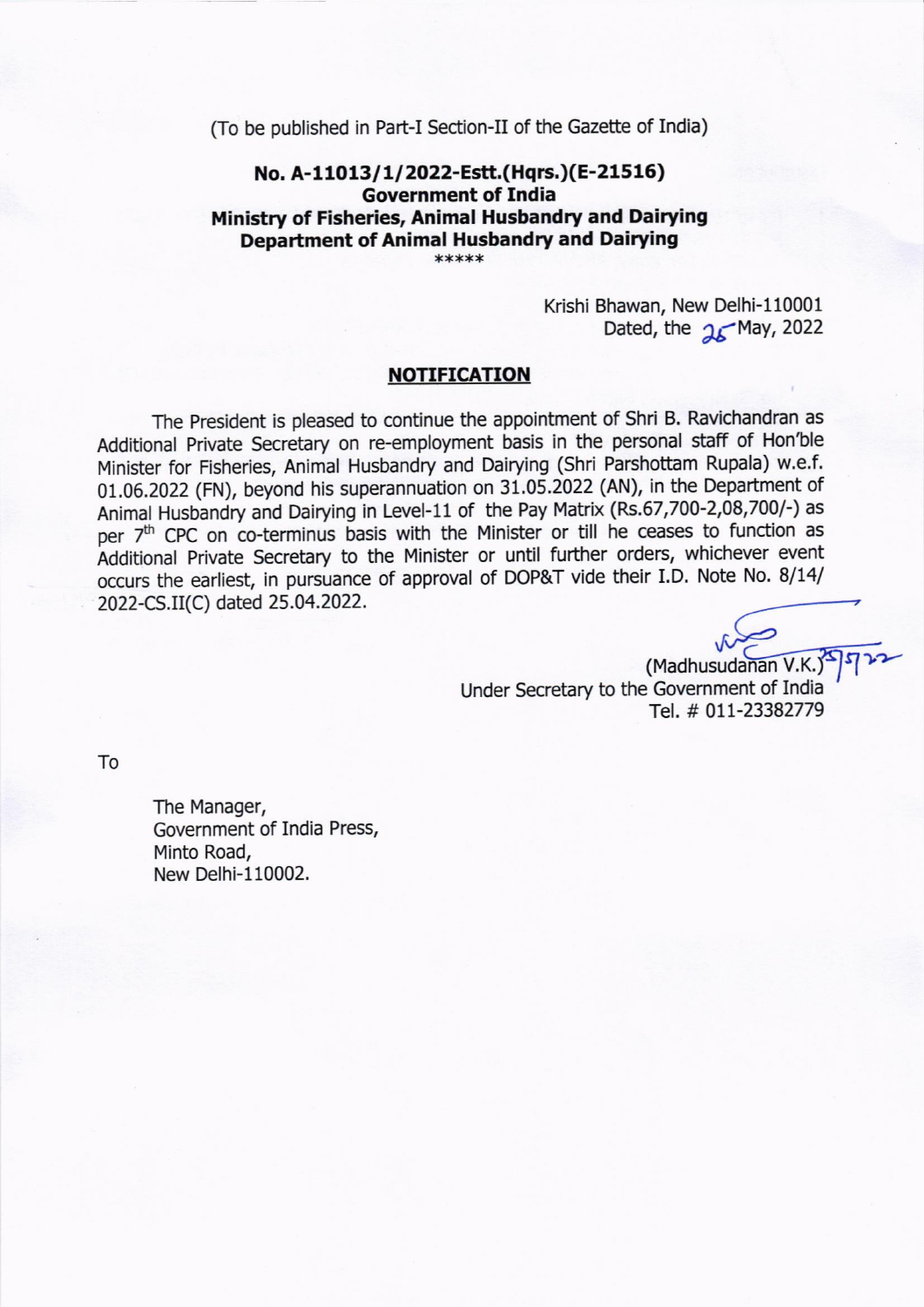(To be published in Part-I Section-II of the Gazette of India)

**No. A-11013/1/2022-Estt.(Hqrs.)(E-21516)**
**Government of India**
**Ministry of Fisheries, Animal Husbandry and Dairying**
**Department of Animal Husbandry and Dairying**

*****

Krishi Bhawan, New Delhi-110001
Dated, the 25 May, 2022

## NOTIFICATION

The President is pleased to continue the appointment of Shri B. Ravichandran as Additional Private Secretary on re-employment basis in the personal staff of Hon'ble Minister for Fisheries, Animal Husbandry and Dairying (Shri Parshottam Rupala) w.e.f. 01.06.2022 (FN), beyond his superannuation on 31.05.2022 (AN), in the Department of Animal Husbandry and Dairying in Level-11 of the Pay Matrix (Rs.67,700-2,08,700/-) as per 7th CPC on co-terminus basis with the Minister or till he ceases to function as Additional Private Secretary to the Minister or until further orders, whichever event occurs the earliest, in pursuance of approval of DOP&T vide their I.D. Note No. 8/14/2022-CS.II(C) dated 25.04.2022.

(Madhusudanan V.K.) 25/5/22
Under Secretary to the Government of India
Tel. # 011-23382779

To

The Manager,
Government of India Press,
Minto Road,
New Delhi-110002.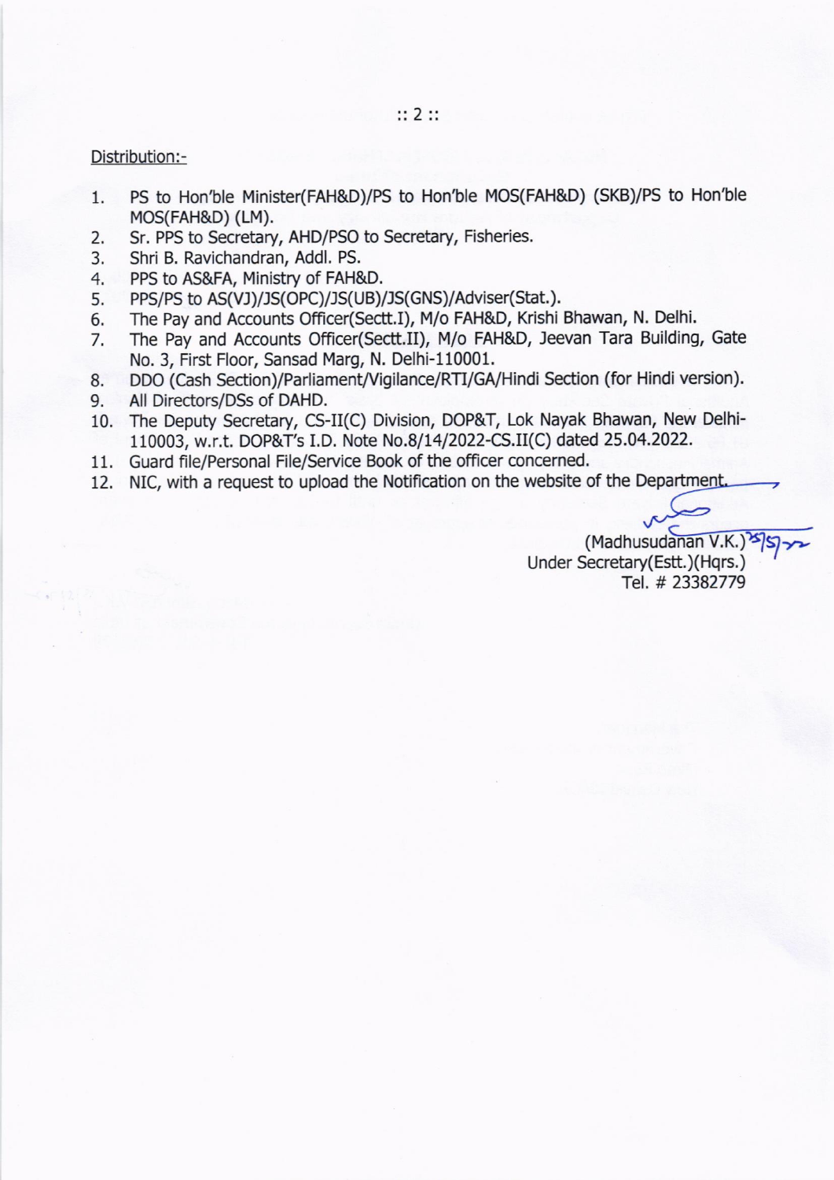Distribution:-

1. PS to Hon'ble Minister(FAH&D)/PS to Hon'ble MOS(FAH&D) (SKB)/PS to Hon'ble MOS(FAH&D) (LM).
2. Sr. PPS to Secretary, AHD/PSO to Secretary, Fisheries.
3. Shri B. Ravichandran, Addl. PS.
4. PPS to AS&FA, Ministry of FAH&D.
5. PPS/PS to AS(VJ)/JS(OPC)/JS(UB)/JS(GNS)/Adviser(Stat.).
6. The Pay and Accounts Officer(Sectt.I), M/o FAH&D, Krishi Bhawan, N. Delhi.
7. The Pay and Accounts Officer(Sectt.II), M/o FAH&D, Jeevan Tara Building, Gate No. 3, First Floor, Sansad Marg, N. Delhi-110001.
8. DDO (Cash Section)/Parliament/Vigilance/RTI/GA/Hindi Section (for Hindi version).
9. All Directors/DSs of DAHD.
10. The Deputy Secretary, CS-II(C) Division, DOP&T, Lok Nayak Bhawan, New Delhi-110003, w.r.t. DOP&T's I.D. Note No.8/14/2022-CS.II(C) dated 25.04.2022.
11. Guard file/Personal File/Service Book of the officer concerned.
12. NIC, with a request to upload the Notification on the website of the Department.

(Madhusudanan V.K.) 25/5/22
Under Secretary(Estt.)(Hqrs.)
Tel. # 23382779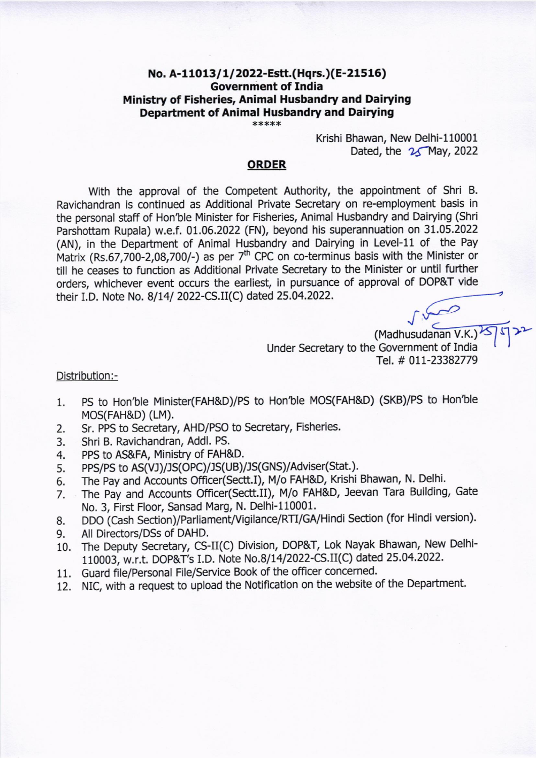**No. A-11013/1/2022-Estt.(Hqrs.)(E-21516)**
**Government of India**
**Ministry of Fisheries, Animal Husbandry and Dairying**
**Department of Animal Husbandry and Dairying**

\*\*\*\*\*

Krishi Bhawan, New Delhi-110001
Dated, the 25 May, 2022

## ORDER

With the approval of the Competent Authority, the appointment of Shri B. Ravichandran is continued as Additional Private Secretary on re-employment basis in the personal staff of Hon'ble Minister for Fisheries, Animal Husbandry and Dairying (Shri Parshottam Rupala) w.e.f. 01.06.2022 (FN), beyond his superannuation on 31.05.2022 (AN), in the Department of Animal Husbandry and Dairying in Level-11 of the Pay Matrix (Rs.67,700-2,08,700/-) as per 7th CPC on co-terminus basis with the Minister or till he ceases to function as Additional Private Secretary to the Minister or until further orders, whichever event occurs the earliest, in pursuance of approval of DOP&T vide their I.D. Note No. 8/14/ 2022-CS.II(C) dated 25.04.2022.

(Madhusudanan V.K.) 25/5/22
Under Secretary to the Government of India
Tel. # 011-23382779

Distribution:-

1. PS to Hon'ble Minister(FAH&D)/PS to Hon'ble MOS(FAH&D) (SKB)/PS to Hon'ble MOS(FAH&D) (LM).
2. Sr. PPS to Secretary, AHD/PSO to Secretary, Fisheries.
3. Shri B. Ravichandran, Addl. PS.
4. PPS to AS&FA, Ministry of FAH&D.
5. PPS/PS to AS(VJ)/JS(OPC)/JS(UB)/JS(GNS)/Adviser(Stat.).
6. The Pay and Accounts Officer(Sectt.I), M/o FAH&D, Krishi Bhawan, N. Delhi.
7. The Pay and Accounts Officer(Sectt.II), M/o FAH&D, Jeevan Tara Building, Gate No. 3, First Floor, Sansad Marg, N. Delhi-110001.
8. DDO (Cash Section)/Parliament/Vigilance/RTI/GA/Hindi Section (for Hindi version).
9. All Directors/DSs of DAHD.
10. The Deputy Secretary, CS-II(C) Division, DOP&T, Lok Nayak Bhawan, New Delhi-110003, w.r.t. DOP&T's I.D. Note No.8/14/2022-CS.II(C) dated 25.04.2022.
11. Guard file/Personal File/Service Book of the officer concerned.
12. NIC, with a request to upload the Notification on the website of the Department.